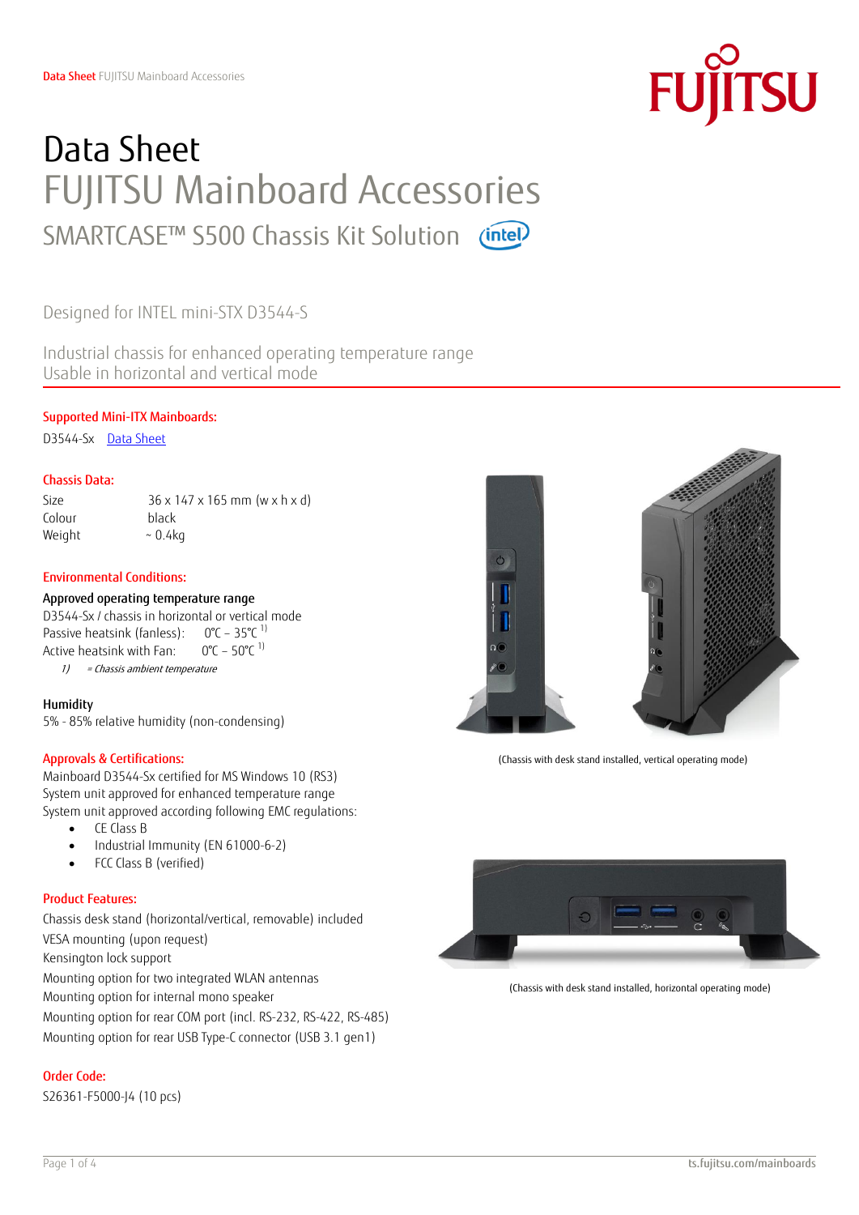# Data Sheet

# FUJITSU Mainboard Accessories

## SMARTCASE™ S500 Chassis Kit Solution

Designed for INTEL mini-STX D3544-S

Industrial chassis for enhanced operating temperature range
Usable in horizontal and vertical mode

### Supported Mini-ITX Mainboards:

D3544-Sx [Data Sheet]

### Chassis Data:

| | |
|---|---|
| Size | 36 x 147 x 165 mm (w x h x d) |
| Colour | black |
| Weight | ~ 0.4kg |

### Environmental Conditions:

**Approved operating temperature range**

D3544-Sx / chassis in horizontal or vertical mode
Passive heatsink (fanless): 0°C – 35°C [1)]
Active heatsink with Fan: 0°C – 50°C [1)]

*1) = Chassis ambient temperature*

**Humidity**

5% - 85% relative humidity (non-condensing)

### Approvals & Certifications:

Mainboard D3544-Sx certified for MS Windows 10 (RS3)
System unit approved for enhanced temperature range
System unit approved according following EMC regulations:

- CE Class B
- Industrial Immunity (EN 61000-6-2)
- FCC Class B (verified)

### Product Features:

Chassis desk stand (horizontal/vertical, removable) included
VESA mounting (upon request)
Kensington lock support
Mounting option for two integrated WLAN antennas
Mounting option for internal mono speaker
Mounting option for rear COM port (incl. RS-232, RS-422, RS-485)
Mounting option for rear USB Type-C connector (USB 3.1 gen1)

### Order Code:

S26361-F5000-J4 (10 pcs)

(Chassis with desk stand installed, vertical operating mode)

(Chassis with desk stand installed, horizontal operating mode)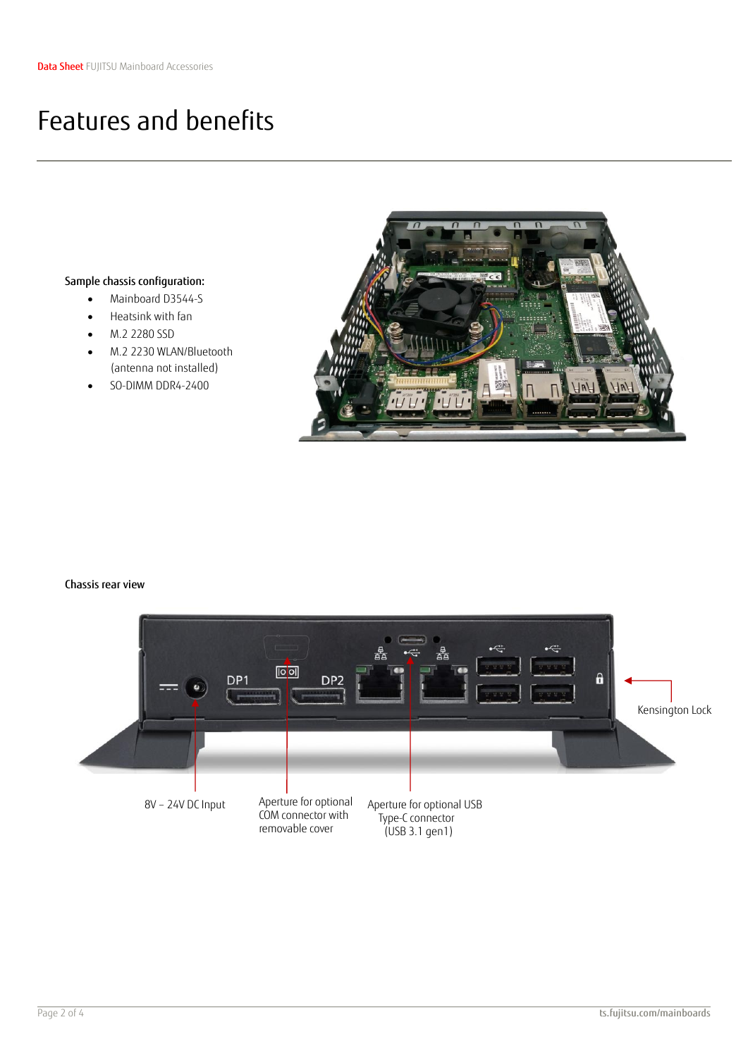# Features and benefits

**Sample chassis configuration:**

- Mainboard D3544-S
- Heatsink with fan
- M.2 2280 SSD
- M.2 2230 WLAN/Bluetooth (antenna not installed)
- SO-DIMM DDR4-2400

**Chassis rear view**

Kensington Lock

8V – 24V DC Input

Aperture for optional COM connector with removable cover

Aperture for optional USB Type-C connector (USB 3.1 gen1)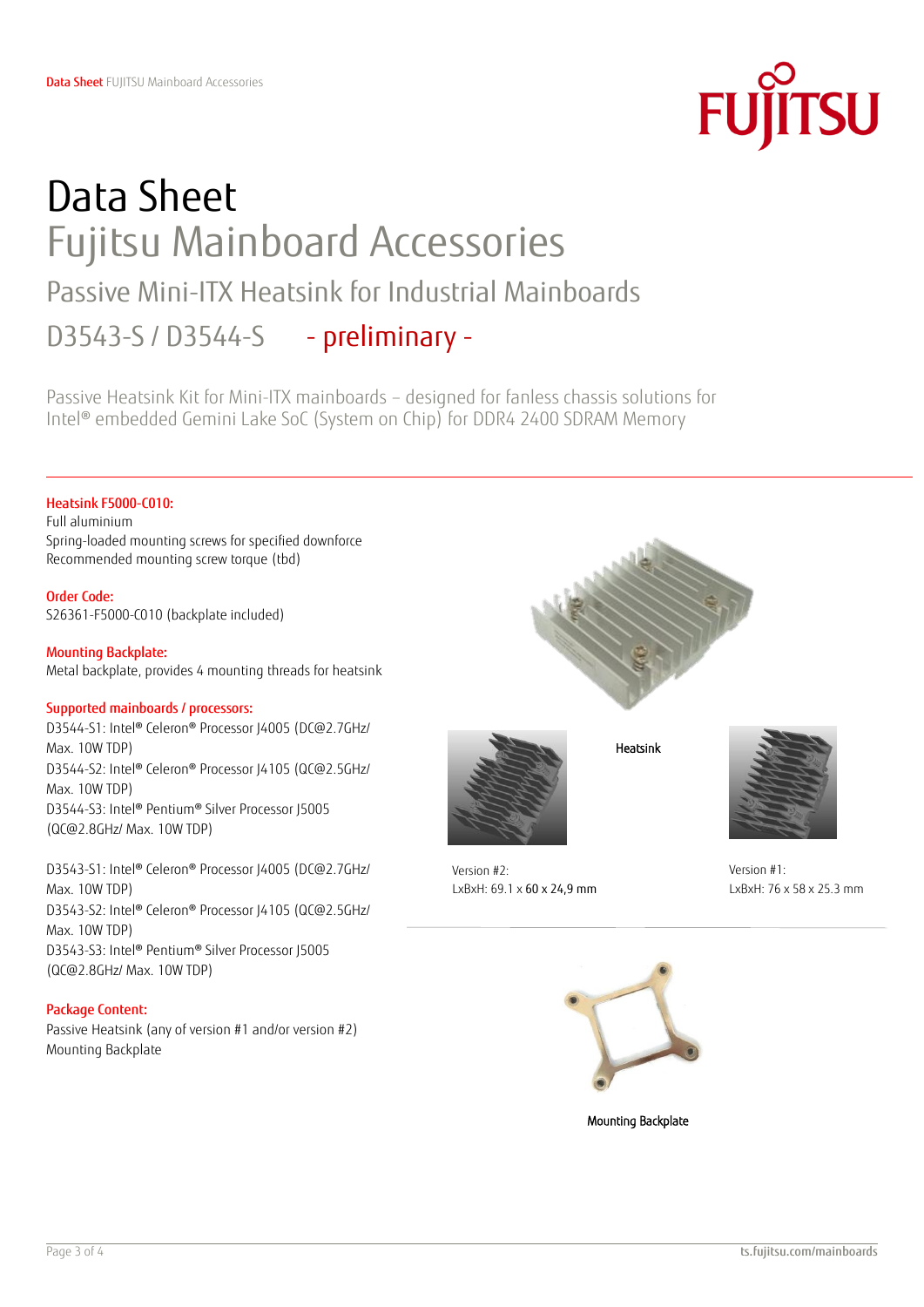# Data Sheet
## Fujitsu Mainboard Accessories
### Passive Mini-ITX Heatsink for Industrial Mainboards
### D3543-S / D3544-S - preliminary -

Passive Heatsink Kit for Mini-ITX mainboards – designed for fanless chassis solutions for Intel® embedded Gemini Lake SoC (System on Chip) for DDR4 2400 SDRAM Memory

**Heatsink F5000-C010:**
Full aluminium
Spring-loaded mounting screws for specified downforce
Recommended mounting screw torque (tbd)

**Order Code:**
S26361-F5000-C010 (backplate included)

**Mounting Backplate:**
Metal backplate, provides 4 mounting threads for heatsink

**Supported mainboards / processors:**
D3544-S1: Intel® Celeron® Processor J4005 (DC@2.7GHz/ Max. 10W TDP)
D3544-S2: Intel® Celeron® Processor J4105 (QC@2.5GHz/ Max. 10W TDP)
D3544-S3: Intel® Pentium® Silver Processor J5005 (QC@2.8GHz/ Max. 10W TDP)

D3543-S1: Intel® Celeron® Processor J4005 (DC@2.7GHz/ Max. 10W TDP)
D3543-S2: Intel® Celeron® Processor J4105 (QC@2.5GHz/ Max. 10W TDP)
D3543-S3: Intel® Pentium® Silver Processor J5005 (QC@2.8GHz/ Max. 10W TDP)

**Package Content:**
Passive Heatsink (any of version #1 and/or version #2)
Mounting Backplate

Heatsink

Version #2:
LxBxH: 69.1 x 60 x 24,9 mm

Version #1:
LxBxH: 76 x 58 x 25.3 mm

Mounting Backplate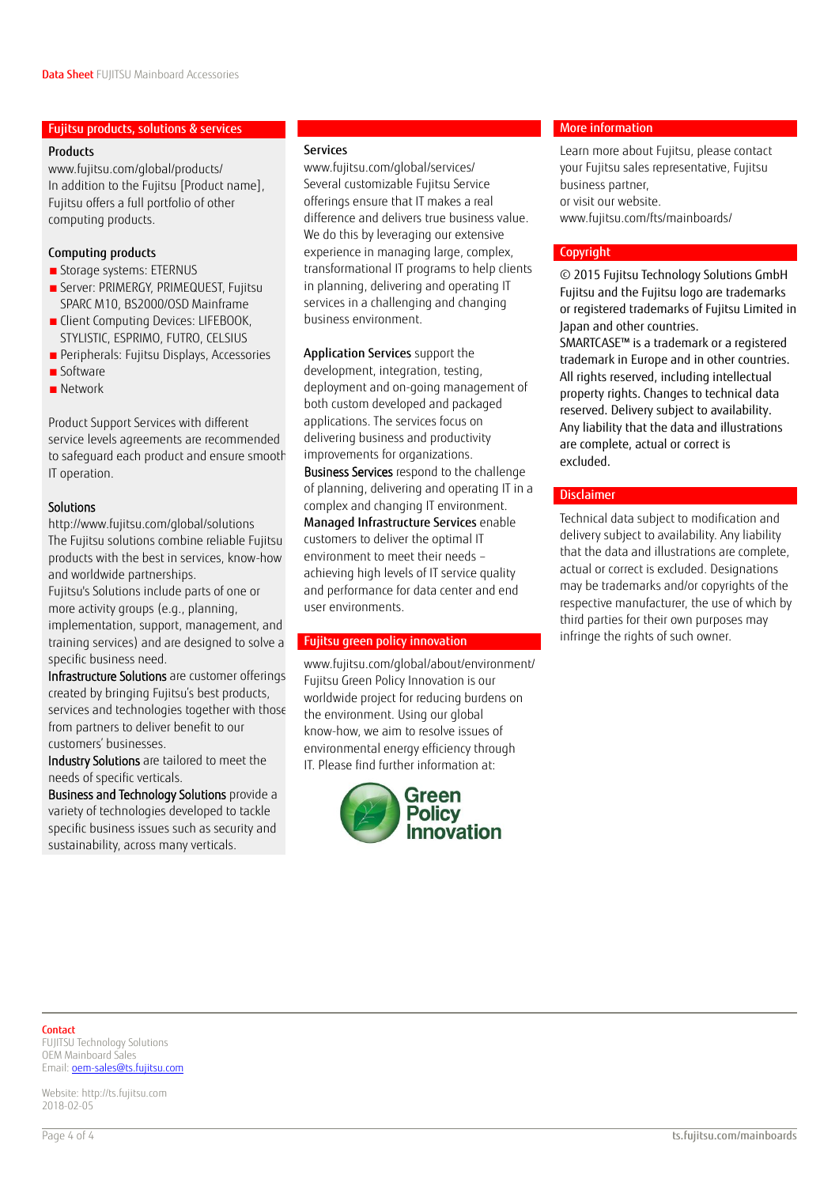## Fujitsu products, solutions & services

### Products

www.fujitsu.com/global/products/
In addition to the Fujitsu [Product name], Fujitsu offers a full portfolio of other computing products.

### Computing products

- Storage systems: ETERNUS
- Server: PRIMERGY, PRIMEQUEST, Fujitsu SPARC M10, BS2000/OSD Mainframe
- Client Computing Devices: LIFEBOOK, STYLISTIC, ESPRIMO, FUTRO, CELSIUS
- Peripherals: Fujitsu Displays, Accessories
- Software
- Network

Product Support Services with different service levels agreements are recommended to safeguard each product and ensure smooth IT operation.

### Solutions

http://www.fujitsu.com/global/solutions
The Fujitsu solutions combine reliable Fujitsu products with the best in services, know-how and worldwide partnerships.
Fujitsu's Solutions include parts of one or more activity groups (e.g., planning, implementation, support, management, and training services) and are designed to solve a specific business need.
**Infrastructure Solutions** are customer offerings created by bringing Fujitsu's best products, services and technologies together with those from partners to deliver benefit to our customers' businesses.
**Industry Solutions** are tailored to meet the needs of specific verticals.
**Business and Technology Solutions** provide a variety of technologies developed to tackle specific business issues such as security and sustainability, across many verticals.

### Services

www.fujitsu.com/global/services/
Several customizable Fujitsu Service offerings ensure that IT makes a real difference and delivers true business value. We do this by leveraging our extensive experience in managing large, complex, transformational IT programs to help clients in planning, delivering and operating IT services in a challenging and changing business environment.

**Application Services** support the development, integration, testing, deployment and on-going management of both custom developed and packaged applications. The services focus on delivering business and productivity improvements for organizations.
**Business Services** respond to the challenge of planning, delivering and operating IT in a complex and changing IT environment.
**Managed Infrastructure Services** enable customers to deliver the optimal IT environment to meet their needs – achieving high levels of IT service quality and performance for data center and end user environments.

## Fujitsu green policy innovation

www.fujitsu.com/global/about/environment/
Fujitsu Green Policy Innovation is our worldwide project for reducing burdens on the environment. Using our global know-how, we aim to resolve issues of environmental energy efficiency through IT. Please find further information at:

Green Policy Innovation

## More information

Learn more about Fujitsu, please contact your Fujitsu sales representative, Fujitsu business partner,
or visit our website.
www.fujitsu.com/fts/mainboards/

## Copyright

© 2015 Fujitsu Technology Solutions GmbH
Fujitsu and the Fujitsu logo are trademarks or registered trademarks of Fujitsu Limited in Japan and other countries.
SMARTCASE™ is a trademark or a registered trademark in Europe and in other countries.
All rights reserved, including intellectual property rights. Changes to technical data reserved. Delivery subject to availability.
Any liability that the data and illustrations are complete, actual or correct is excluded.

## Disclaimer

Technical data subject to modification and delivery subject to availability. Any liability that the data and illustrations are complete, actual or correct is excluded. Designations may be trademarks and/or copyrights of the respective manufacturer, the use of which by third parties for their own purposes may infringe the rights of such owner.

**Contact**
FUJITSU Technology Solutions
OEM Mainboard Sales
Email: oem-sales@ts.fujitsu.com

Website: http://ts.fujitsu.com
2018-02-05